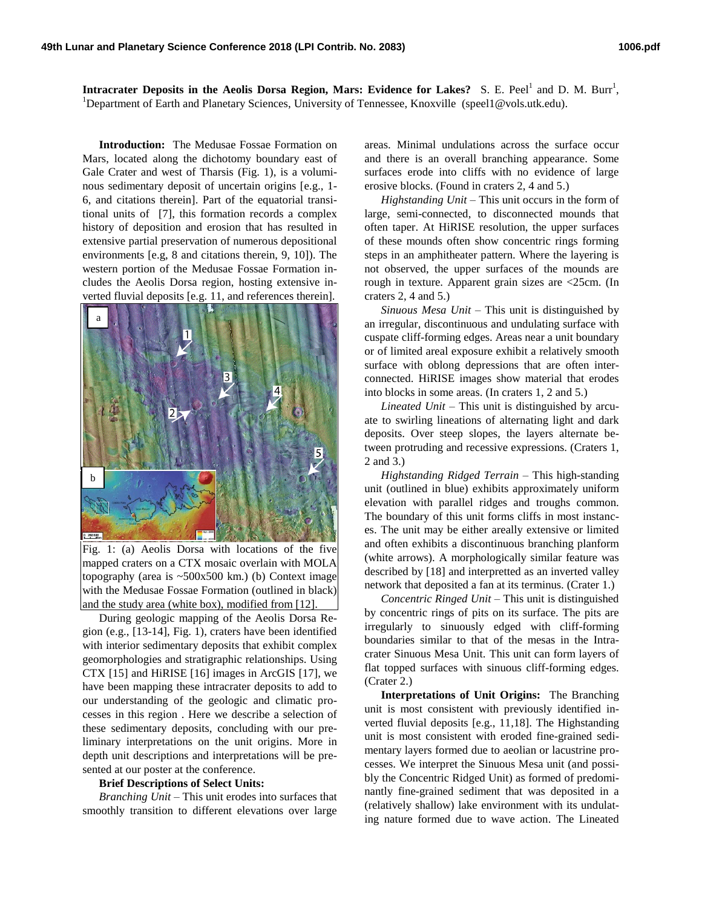**Intracrater Deposits in the Aeolis Dorsa Region, Mars: Evidence for Lakes?** S. E. Peel[1] and D. M. Burr[1], [1]Department of Earth and Planetary Sciences, University of Tennessee, Knoxville (speel1@vols.utk.edu).

**Introduction:** The Medusae Fossae Formation on Mars, located along the dichotomy boundary east of Gale Crater and west of Tharsis (Fig. 1), is a voluminous sedimentary deposit of uncertain origins [e.g., 1-6, and citations therein]. Part of the equatorial transitional units of [7], this formation records a complex history of deposition and erosion that has resulted in extensive partial preservation of numerous depositional environments [e.g, 8 and citations therein, 9, 10]). The western portion of the Medusae Fossae Formation includes the Aeolis Dorsa region, hosting extensive inverted fluvial deposits [e.g. 11, and references therein].

Fig. 1: (a) Aeolis Dorsa with locations of the five mapped craters on a CTX mosaic overlain with MOLA topography (area is ~500x500 km.) (b) Context image with the Medusae Fossae Formation (outlined in black) and the study area (white box), modified from [12].

During geologic mapping of the Aeolis Dorsa Region (e.g., [13-14], Fig. 1), craters have been identified with interior sedimentary deposits that exhibit complex geomorphologies and stratigraphic relationships. Using CTX [15] and HiRISE [16] images in ArcGIS [17], we have been mapping these intracrater deposits to add to our understanding of the geologic and climatic processes in this region . Here we describe a selection of these sedimentary deposits, concluding with our preliminary interpretations on the unit origins. More in depth unit descriptions and interpretations will be presented at our poster at the conference.

**Brief Descriptions of Select Units:**

*Branching Unit* – This unit erodes into surfaces that smoothly transition to different elevations over large areas. Minimal undulations across the surface occur and there is an overall branching appearance. Some surfaces erode into cliffs with no evidence of large erosive blocks. (Found in craters 2, 4 and 5.)

*Highstanding Unit* – This unit occurs in the form of large, semi-connected, to disconnected mounds that often taper. At HiRISE resolution, the upper surfaces of these mounds often show concentric rings forming steps in an amphitheater pattern. Where the layering is not observed, the upper surfaces of the mounds are rough in texture. Apparent grain sizes are <25cm. (In craters 2, 4 and 5.)

*Sinuous Mesa Unit* – This unit is distinguished by an irregular, discontinuous and undulating surface with cuspate cliff-forming edges. Areas near a unit boundary or of limited areal exposure exhibit a relatively smooth surface with oblong depressions that are often interconnected. HiRISE images show material that erodes into blocks in some areas. (In craters 1, 2 and 5.)

*Lineated Unit* – This unit is distinguished by arcuate to swirling lineations of alternating light and dark deposits. Over steep slopes, the layers alternate between protruding and recessive expressions. (Craters 1, 2 and 3.)

*Highstanding Ridged Terrain* – This high-standing unit (outlined in blue) exhibits approximately uniform elevation with parallel ridges and troughs common. The boundary of this unit forms cliffs in most instances. The unit may be either areally extensive or limited and often exhibits a discontinuous branching planform (white arrows). A morphologically similar feature was described by [18] and interpretted as an inverted valley network that deposited a fan at its terminus. (Crater 1.)

*Concentric Ringed Unit* – This unit is distinguished by concentric rings of pits on its surface. The pits are irregularly to sinuously edged with cliff-forming boundaries similar to that of the mesas in the Intracrater Sinuous Mesa Unit. This unit can form layers of flat topped surfaces with sinuous cliff-forming edges. (Crater 2.)

**Interpretations of Unit Origins:** The Branching unit is most consistent with previously identified inverted fluvial deposits [e.g., 11,18]. The Highstanding unit is most consistent with eroded fine-grained sedimentary layers formed due to aeolian or lacustrine processes. We interpret the Sinuous Mesa unit (and possibly the Concentric Ridged Unit) as formed of predominantly fine-grained sediment that was deposited in a (relatively shallow) lake environment with its undulating nature formed due to wave action. The Lineated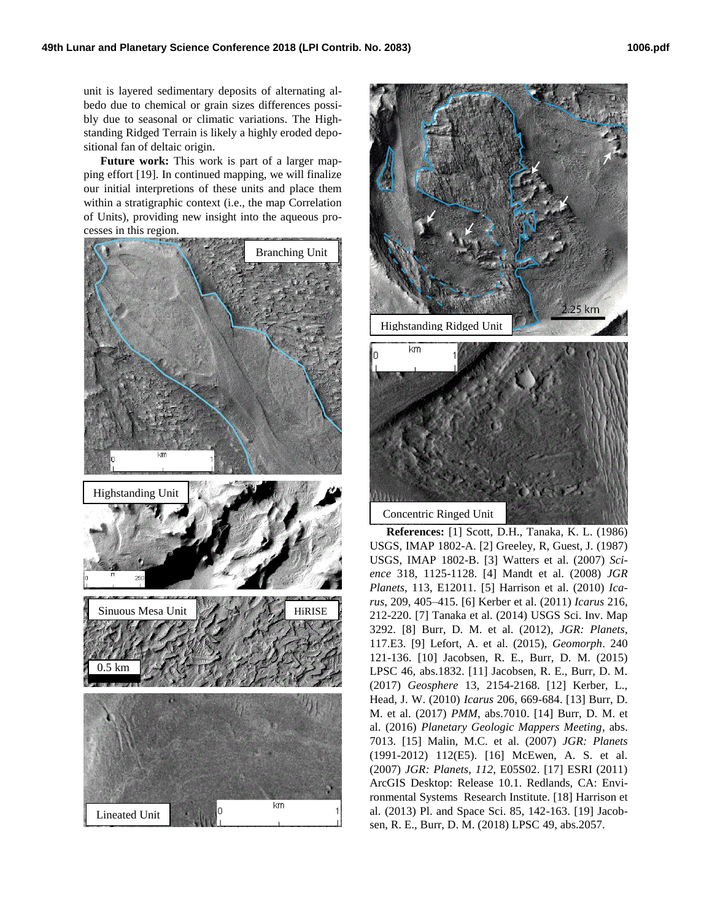unit is layered sedimentary deposits of alternating albedo due to chemical or grain sizes differences possibly due to seasonal or climatic variations. The Highstanding Ridged Terrain is likely a highly eroded depositional fan of deltaic origin.

**Future work:** This work is part of a larger mapping effort [19]. In continued mapping, we will finalize our initial interpretions of these units and place them within a stratigraphic context (i.e., the map Correlation of Units), providing new insight into the aqueous processes in this region.

Branching Unit

Highstanding Unit

Sinuous Mesa Unit

HiRISE

0.5 km

Lineated Unit

Highstanding Ridged Unit

2.25 km

Concentric Ringed Unit

**References:** [1] Scott, D.H., Tanaka, K. L. (1986) USGS, IMAP 1802-A. [2] Greeley, R, Guest, J. (1987) USGS, IMAP 1802-B. [3] Watters et al. (2007) *Science* 318, 1125-1128. [4] Mandt et al. (2008) *JGR Planets*, 113, E12011. [5] Harrison et al. (2010) *Icarus*, 209, 405–415. [6] Kerber et al. (2011) *Icarus* 216, 212-220. [7] Tanaka et al. (2014) USGS Sci. Inv. Map 3292. [8] Burr, D. M. et al. (2012), *JGR: Planets*, 117.E3. [9] Lefort, A. et al. (2015), *Geomorph*. 240 121-136. [10] Jacobsen, R. E., Burr, D. M. (2015) LPSC 46, abs.1832. [11] Jacobsen, R. E., Burr, D. M. (2017) *Geosphere* 13, 2154-2168. [12] Kerber, L., Head, J. W. (2010) *Icarus* 206, 669-684. [13] Burr, D. M. et al. (2017) *PMM*, abs.7010. [14] Burr, D. M. et al. (2016) *Planetary Geologic Mappers Meeting*, abs. 7013. [15] Malin, M.C. et al. (2007) *JGR: Planets* (1991-2012) 112(E5). [16] McEwen, A. S. et al. (2007) *JGR: Planets*, *112*, E05S02. [17] ESRI (2011) ArcGIS Desktop: Release 10.1. Redlands, CA: Environmental Systems Research Institute. [18] Harrison et al. (2013) Pl. and Space Sci. 85, 142-163. [19] Jacobsen, R. E., Burr, D. M. (2018) LPSC 49, abs.2057.